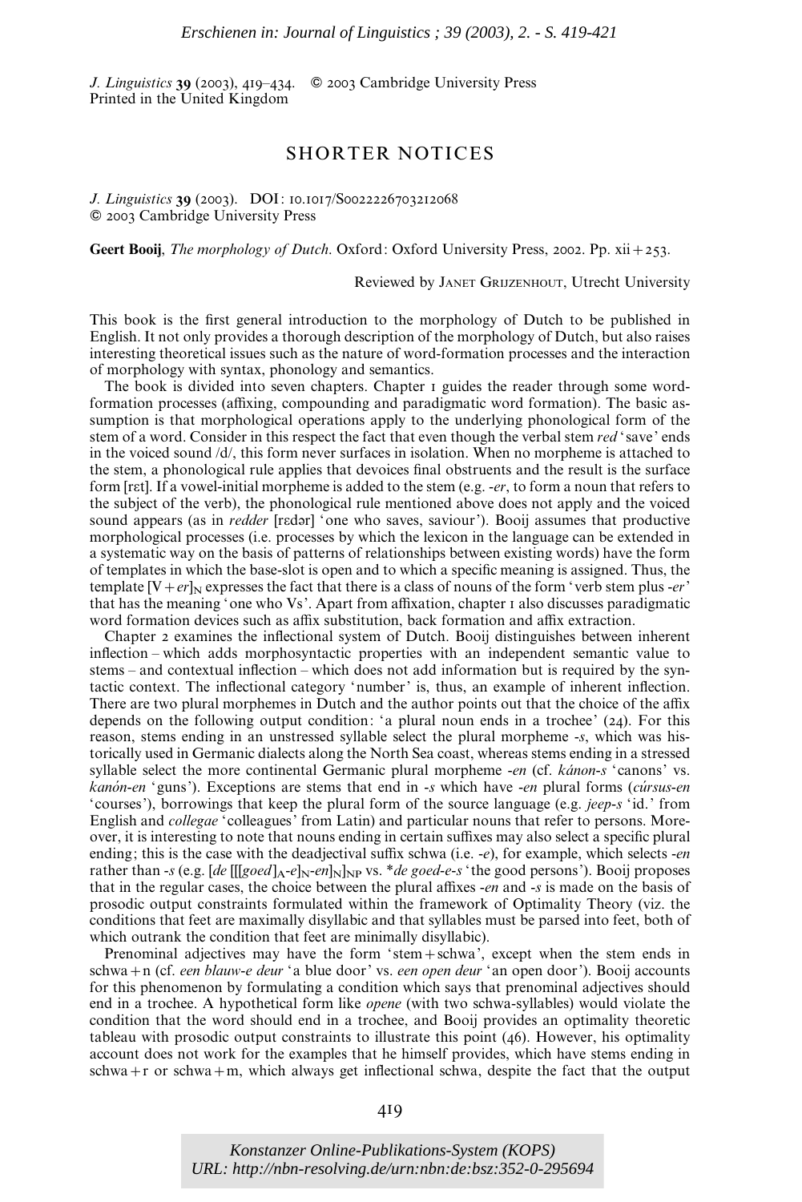*Erschienen in: Journal of Linguistics ; 39 (2003), 2. - S. 419-421*

# SHORTER NOTICES

**Geert Booij**, *The morphology of Dutch.* Oxford: Oxford University Press, 2002. Pp. xii + 253.

Reviewed by JANET GRIJZENHOUT, Utrecht University

This book is the first general introduction to the morphology of Dutch to be published in English. It not only provides a thorough description of the morphology of Dutch, but also raises interesting theoretical issues such as the nature of word-formation processes and the interaction of morphology with syntax, phonology and semantics.

The book is divided into seven chapters. Chapter 1 guides the reader through some word-formation processes (affixing, compounding and paradigmatic word formation). The basic assumption is that morphological operations apply to the underlying phonological form of the stem of a word. Consider in this respect the fact that even though the verbal stem *red* 'save' ends in the voiced sound /d/, this form never surfaces in isolation. When no morpheme is attached to the stem, a phonological rule applies that devoices final obstruents and the result is the surface form [rɛt]. If a vowel-initial morpheme is added to the stem (e.g. *-er*, to form a noun that refers to the subject of the verb), the phonological rule mentioned above does not apply and the voiced sound appears (as in *redder* [rɛdər] 'one who saves, saviour'). Booij assumes that productive morphological processes (i.e. processes by which the lexicon in the language can be extended in a systematic way on the basis of patterns of relationships between existing words) have the form of templates in which the base-slot is open and to which a specific meaning is assigned. Thus, the template $[V + er]_N$ expresses the fact that there is a class of nouns of the form 'verb stem plus *-er*' that has the meaning 'one who Vs'. Apart from affixation, chapter 1 also discusses paradigmatic word formation devices such as affix substitution, back formation and affix extraction.

Chapter 2 examines the inflectional system of Dutch. Booij distinguishes between inherent inflection – which adds morphosyntactic properties with an independent semantic value to stems – and contextual inflection – which does not add information but is required by the syntactic context. The inflectional category 'number' is, thus, an example of inherent inflection. There are two plural morphemes in Dutch and the author points out that the choice of the affix depends on the following output condition: 'a plural noun ends in a trochee' (24). For this reason, stems ending in an unstressed syllable select the plural morpheme *-s*, which was historically used in Germanic dialects along the North Sea coast, whereas stems ending in a stressed syllable select the more continental Germanic plural morpheme *-en* (cf. *kánon-s* 'canons' vs. *kanón-en* 'guns'). Exceptions are stems that end in *-s* which have *-en* plural forms (*cúrsus-en* 'courses'), borrowings that keep the plural form of the source language (e.g. *jeep-s* 'id.' from English and *collegae* 'colleagues' from Latin) and particular nouns that refer to persons. Moreover, it is interesting to note that nouns ending in certain suffixes may also select a specific plural ending; this is the case with the deadjectival suffix schwa (i.e. *-e*), for example, which selects *-en* rather than *-s* (e.g. $[de\ [[[goed]_A\text{-}e]_N\text{-}en]_N]_{NP}$ vs. \**de goed-e-s* 'the good persons'). Booij proposes that in the regular cases, the choice between the plural affixes *-en* and *-s* is made on the basis of prosodic output constraints formulated within the framework of Optimality Theory (viz. the conditions that feet are maximally disyllabic and that syllables must be parsed into feet, both of which outrank the condition that feet are minimally disyllabic).

Prenominal adjectives may have the form 'stem + schwa', except when the stem ends in schwa + n (cf. *een blauw-e deur* 'a blue door' vs. *een open deur* 'an open door'). Booij accounts for this phenomenon by formulating a condition which says that prenominal adjectives should end in a trochee. A hypothetical form like *opene* (with two schwa-syllables) would violate the condition that the word should end in a trochee, and Booij provides an optimality theoretic tableau with prosodic output constraints to illustrate this point (46). However, his optimality account does not work for the examples that he himself provides, which have stems ending in schwa + r or schwa + m, which always get inflectional schwa, despite the fact that the output

*Konstanzer Online-Publikations-System (KOPS)*
*URL: http://nbn-resolving.de/urn:nbn:de:bsz:352-0-295694*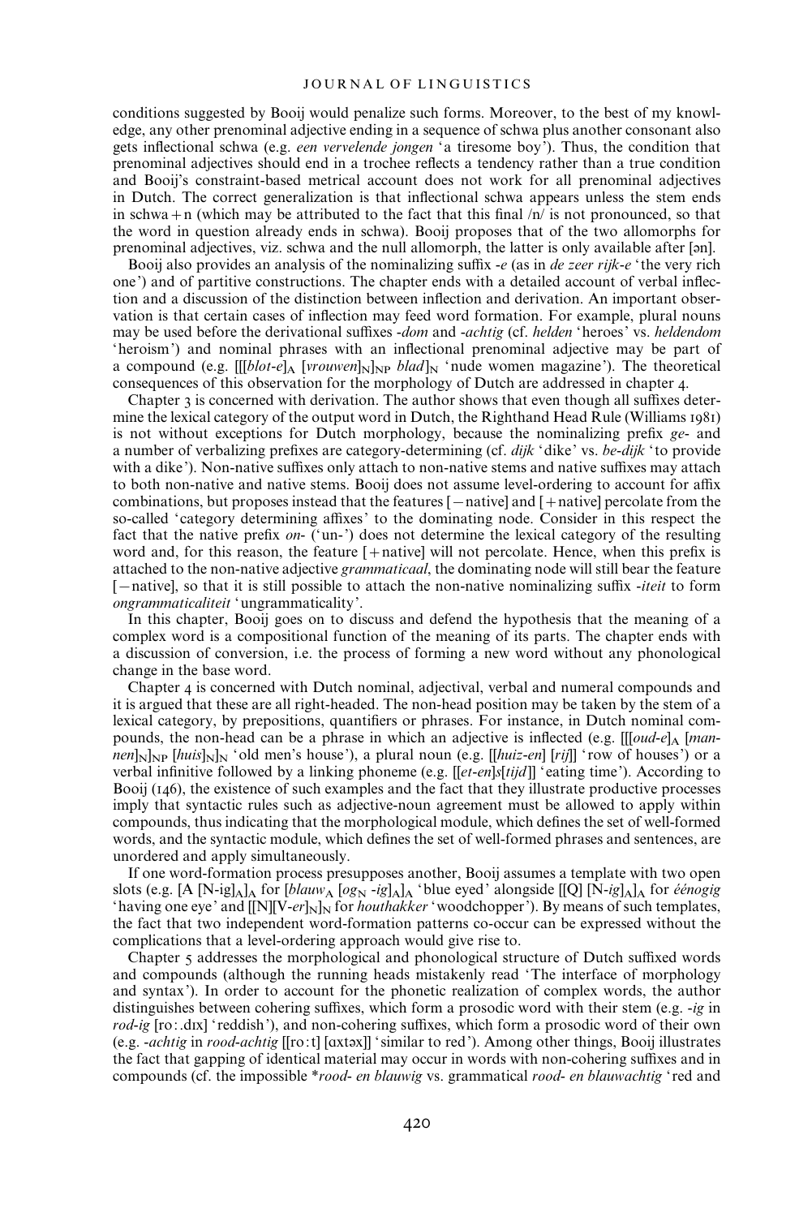conditions suggested by Booij would penalize such forms. Moreover, to the best of my knowledge, any other prenominal adjective ending in a sequence of schwa plus another consonant also gets inflectional schwa (e.g. *een vervelende jongen* 'a tiresome boy'). Thus, the condition that prenominal adjectives should end in a trochee reflects a tendency rather than a true condition and Booij's constraint-based metrical account does not work for all prenominal adjectives in Dutch. The correct generalization is that inflectional schwa appears unless the stem ends in schwa + n (which may be attributed to the fact that this final /n/ is not pronounced, so that the word in question already ends in schwa). Booij proposes that of the two allomorphs for prenominal adjectives, viz. schwa and the null allomorph, the latter is only available after [ən].

Booij also provides an analysis of the nominalizing suffix *-e* (as in *de zeer rijk-e* 'the very rich one') and of partitive constructions. The chapter ends with a detailed account of verbal inflection and a discussion of the distinction between inflection and derivation. An important observation is that certain cases of inflection may feed word formation. For example, plural nouns may be used before the derivational suffixes *-dom* and *-achtig* (cf. *helden* 'heroes' vs. *heldendom* 'heroism') and nominal phrases with an inflectional prenominal adjective may be part of a compound (e.g. $[[[blot\text{-}e]_A\ [vrouwen]_N]_{NP}\ blad]_N$ 'nude women magazine'). The theoretical consequences of this observation for the morphology of Dutch are addressed in chapter 4.

Chapter 3 is concerned with derivation. The author shows that even though all suffixes determine the lexical category of the output word in Dutch, the Righthand Head Rule (Williams 1981) is not without exceptions for Dutch morphology, because the nominalizing prefix *ge-* and a number of verbalizing prefixes are category-determining (cf. *dijk* 'dike' vs. *be-dijk* 'to provide with a dike'). Non-native suffixes only attach to non-native stems and native suffixes may attach to both non-native and native stems. Booij does not assume level-ordering to account for affix combinations, but proposes instead that the features [−native] and [+native] percolate from the so-called 'category determining affixes' to the dominating node. Consider in this respect the fact that the native prefix *on-* ('un-') does not determine the lexical category of the resulting word and, for this reason, the feature [+native] will not percolate. Hence, when this prefix is attached to the non-native adjective *grammaticaal*, the dominating node will still bear the feature [−native], so that it is still possible to attach the non-native nominalizing suffix *-iteit* to form *ongrammaticaliteit* 'ungrammaticality'.

In this chapter, Booij goes on to discuss and defend the hypothesis that the meaning of a complex word is a compositional function of the meaning of its parts. The chapter ends with a discussion of conversion, i.e. the process of forming a new word without any phonological change in the base word.

Chapter 4 is concerned with Dutch nominal, adjectival, verbal and numeral compounds and it is argued that these are all right-headed. The non-head position may be taken by the stem of a lexical category, by prepositions, quantifiers or phrases. For instance, in Dutch nominal compounds, the non-head can be a phrase in which an adjective is inflected (e.g. $[[[oud\text{-}e]_A\ [mannen]_N]_{NP}\ [huis]_N]_N$ 'old men's house'), a plural noun (e.g. [[*huiz-en*] [*rij*]] 'row of houses') or a verbal infinitive followed by a linking phoneme (e.g. [[*et-en*]*s*[*tijd*]] 'eating time'). According to Booij (146), the existence of such examples and the fact that they illustrate productive processes imply that syntactic rules such as adjective-noun agreement must be allowed to apply within compounds, thus indicating that the morphological module, which defines the set of well-formed words, and the syntactic module, which defines the set of well-formed phrases and sentences, are unordered and apply simultaneously.

If one word-formation process presupposes another, Booij assumes a template with two open slots (e.g. $[A\ [N\text{-}ig]_A]_A$ for $[blauw_A\ [og_N\ \text{-}ig]_A]_A$ 'blue eyed' alongside $[[Q]\ [N\text{-}ig]_A]_A$ for *éénogig* 'having one eye' and $[[N][V\text{-}er]_N]_N$ for *houthakker* 'woodchopper'). By means of such templates, the fact that two independent word-formation patterns co-occur can be expressed without the complications that a level-ordering approach would give rise to.

Chapter 5 addresses the morphological and phonological structure of Dutch suffixed words and compounds (although the running heads mistakenly read 'The interface of morphology and syntax'). In order to account for the phonetic realization of complex words, the author distinguishes between cohering suffixes, which form a prosodic word with their stem (e.g. *-ig* in *rod-ig* [roː.dɪx] 'reddish'), and non-cohering suffixes, which form a prosodic word of their own (e.g. *-achtig* in *rood-achtig* [[roːt] [ɑxtəx]] 'similar to red'). Among other things, Booij illustrates the fact that gapping of identical material may occur in words with non-cohering suffixes and in compounds (cf. the impossible \**rood- en blauwig* vs. grammatical *rood- en blauwachtig* 'red and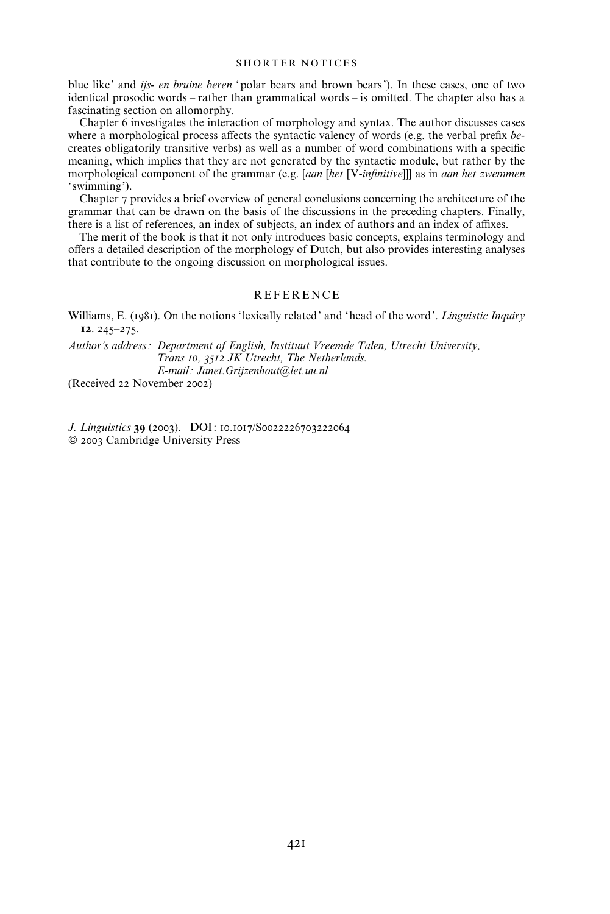blue like' and *ijs- en bruine beren* 'polar bears and brown bears'). In these cases, one of two identical prosodic words – rather than grammatical words – is omitted. The chapter also has a fascinating section on allomorphy.

Chapter 6 investigates the interaction of morphology and syntax. The author discusses cases where a morphological process affects the syntactic valency of words (e.g. the verbal prefix *be-* creates obligatorily transitive verbs) as well as a number of word combinations with a specific meaning, which implies that they are not generated by the syntactic module, but rather by the morphological component of the grammar (e.g. [*aan* [*het* [V-*infinitive*]]] as in *aan het zwemmen* 'swimming').

Chapter 7 provides a brief overview of general conclusions concerning the architecture of the grammar that can be drawn on the basis of the discussions in the preceding chapters. Finally, there is a list of references, an index of subjects, an index of authors and an index of affixes.

The merit of the book is that it not only introduces basic concepts, explains terminology and offers a detailed description of the morphology of Dutch, but also provides interesting analyses that contribute to the ongoing discussion on morphological issues.

## REFERENCE

Williams, E. (1981). On the notions 'lexically related' and 'head of the word'. *Linguistic Inquiry* **12**. 245–275.

*Author's address: Department of English, Instituut Vreemde Talen, Utrecht University, Trans 10, 3512 JK Utrecht, The Netherlands.*
*E-mail: Janet.Grijzenhout@let.uu.nl*

(Received 22 November 2002)

*J. Linguistics* **39** (2003). DOI: 10.1017/S0022226703222064
© 2003 Cambridge University Press